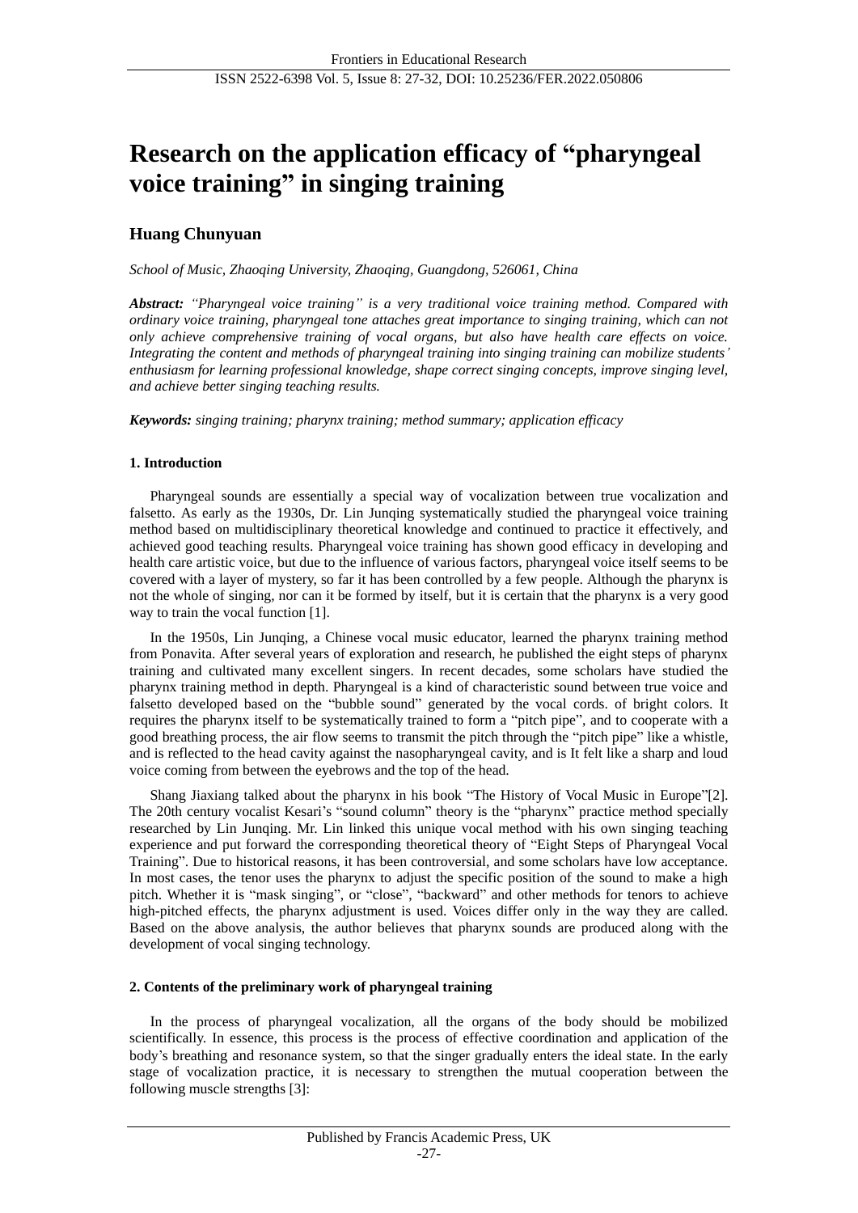# Research on the application efficacy of "pharyngeal voice training" in singing training

## Huang Chunyuan

*School of Music, Zhaoqing University, Zhaoqing, Guangdong, 526061, China*

***Abstract:*** *"Pharyngeal voice training" is a very traditional voice training method. Compared with ordinary voice training, pharyngeal tone attaches great importance to singing training, which can not only achieve comprehensive training of vocal organs, but also have health care effects on voice. Integrating the content and methods of pharyngeal training into singing training can mobilize students' enthusiasm for learning professional knowledge, shape correct singing concepts, improve singing level, and achieve better singing teaching results.*

***Keywords:*** *singing training; pharynx training; method summary; application efficacy*

### 1. Introduction

Pharyngeal sounds are essentially a special way of vocalization between true vocalization and falsetto. As early as the 1930s, Dr. Lin Junqing systematically studied the pharyngeal voice training method based on multidisciplinary theoretical knowledge and continued to practice it effectively, and achieved good teaching results. Pharyngeal voice training has shown good efficacy in developing and health care artistic voice, but due to the influence of various factors, pharyngeal voice itself seems to be covered with a layer of mystery, so far it has been controlled by a few people. Although the pharynx is not the whole of singing, nor can it be formed by itself, but it is certain that the pharynx is a very good way to train the vocal function [1].

In the 1950s, Lin Junqing, a Chinese vocal music educator, learned the pharynx training method from Ponavita. After several years of exploration and research, he published the eight steps of pharynx training and cultivated many excellent singers. In recent decades, some scholars have studied the pharynx training method in depth. Pharyngeal is a kind of characteristic sound between true voice and falsetto developed based on the "bubble sound" generated by the vocal cords. of bright colors. It requires the pharynx itself to be systematically trained to form a "pitch pipe", and to cooperate with a good breathing process, the air flow seems to transmit the pitch through the "pitch pipe" like a whistle, and is reflected to the head cavity against the nasopharyngeal cavity, and is It felt like a sharp and loud voice coming from between the eyebrows and the top of the head.

Shang Jiaxiang talked about the pharynx in his book "The History of Vocal Music in Europe"[2]. The 20th century vocalist Kesari's "sound column" theory is the "pharynx" practice method specially researched by Lin Junqing. Mr. Lin linked this unique vocal method with his own singing teaching experience and put forward the corresponding theoretical theory of "Eight Steps of Pharyngeal Vocal Training". Due to historical reasons, it has been controversial, and some scholars have low acceptance. In most cases, the tenor uses the pharynx to adjust the specific position of the sound to make a high pitch. Whether it is "mask singing", or "close", "backward" and other methods for tenors to achieve high-pitched effects, the pharynx adjustment is used. Voices differ only in the way they are called. Based on the above analysis, the author believes that pharynx sounds are produced along with the development of vocal singing technology.

### 2. Contents of the preliminary work of pharyngeal training

In the process of pharyngeal vocalization, all the organs of the body should be mobilized scientifically. In essence, this process is the process of effective coordination and application of the body's breathing and resonance system, so that the singer gradually enters the ideal state. In the early stage of vocalization practice, it is necessary to strengthen the mutual cooperation between the following muscle strengths [3]: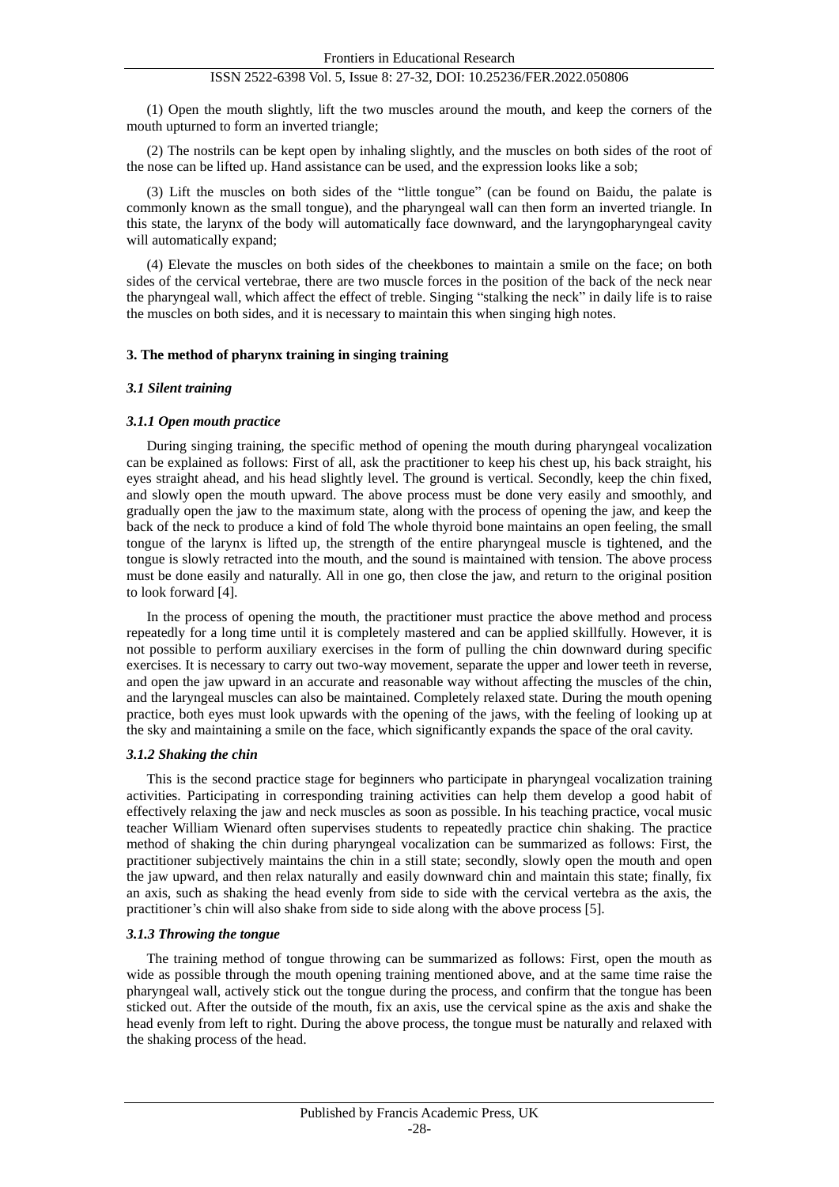(1) Open the mouth slightly, lift the two muscles around the mouth, and keep the corners of the mouth upturned to form an inverted triangle;

(2) The nostrils can be kept open by inhaling slightly, and the muscles on both sides of the root of the nose can be lifted up. Hand assistance can be used, and the expression looks like a sob;

(3) Lift the muscles on both sides of the "little tongue" (can be found on Baidu, the palate is commonly known as the small tongue), and the pharyngeal wall can then form an inverted triangle. In this state, the larynx of the body will automatically face downward, and the laryngopharyngeal cavity will automatically expand;

(4) Elevate the muscles on both sides of the cheekbones to maintain a smile on the face; on both sides of the cervical vertebrae, there are two muscle forces in the position of the back of the neck near the pharyngeal wall, which affect the effect of treble. Singing "stalking the neck" in daily life is to raise the muscles on both sides, and it is necessary to maintain this when singing high notes.

## 3. The method of pharynx training in singing training

### *3.1 Silent training*

#### *3.1.1 Open mouth practice*

During singing training, the specific method of opening the mouth during pharyngeal vocalization can be explained as follows: First of all, ask the practitioner to keep his chest up, his back straight, his eyes straight ahead, and his head slightly level. The ground is vertical. Secondly, keep the chin fixed, and slowly open the mouth upward. The above process must be done very easily and smoothly, and gradually open the jaw to the maximum state, along with the process of opening the jaw, and keep the back of the neck to produce a kind of fold The whole thyroid bone maintains an open feeling, the small tongue of the larynx is lifted up, the strength of the entire pharyngeal muscle is tightened, and the tongue is slowly retracted into the mouth, and the sound is maintained with tension. The above process must be done easily and naturally. All in one go, then close the jaw, and return to the original position to look forward [4].

In the process of opening the mouth, the practitioner must practice the above method and process repeatedly for a long time until it is completely mastered and can be applied skillfully. However, it is not possible to perform auxiliary exercises in the form of pulling the chin downward during specific exercises. It is necessary to carry out two-way movement, separate the upper and lower teeth in reverse, and open the jaw upward in an accurate and reasonable way without affecting the muscles of the chin, and the laryngeal muscles can also be maintained. Completely relaxed state. During the mouth opening practice, both eyes must look upwards with the opening of the jaws, with the feeling of looking up at the sky and maintaining a smile on the face, which significantly expands the space of the oral cavity.

#### *3.1.2 Shaking the chin*

This is the second practice stage for beginners who participate in pharyngeal vocalization training activities. Participating in corresponding training activities can help them develop a good habit of effectively relaxing the jaw and neck muscles as soon as possible. In his teaching practice, vocal music teacher William Wienard often supervises students to repeatedly practice chin shaking. The practice method of shaking the chin during pharyngeal vocalization can be summarized as follows: First, the practitioner subjectively maintains the chin in a still state; secondly, slowly open the mouth and open the jaw upward, and then relax naturally and easily downward chin and maintain this state; finally, fix an axis, such as shaking the head evenly from side to side with the cervical vertebra as the axis, the practitioner's chin will also shake from side to side along with the above process [5].

#### *3.1.3 Throwing the tongue*

The training method of tongue throwing can be summarized as follows: First, open the mouth as wide as possible through the mouth opening training mentioned above, and at the same time raise the pharyngeal wall, actively stick out the tongue during the process, and confirm that the tongue has been sticked out. After the outside of the mouth, fix an axis, use the cervical spine as the axis and shake the head evenly from left to right. During the above process, the tongue must be naturally and relaxed with the shaking process of the head.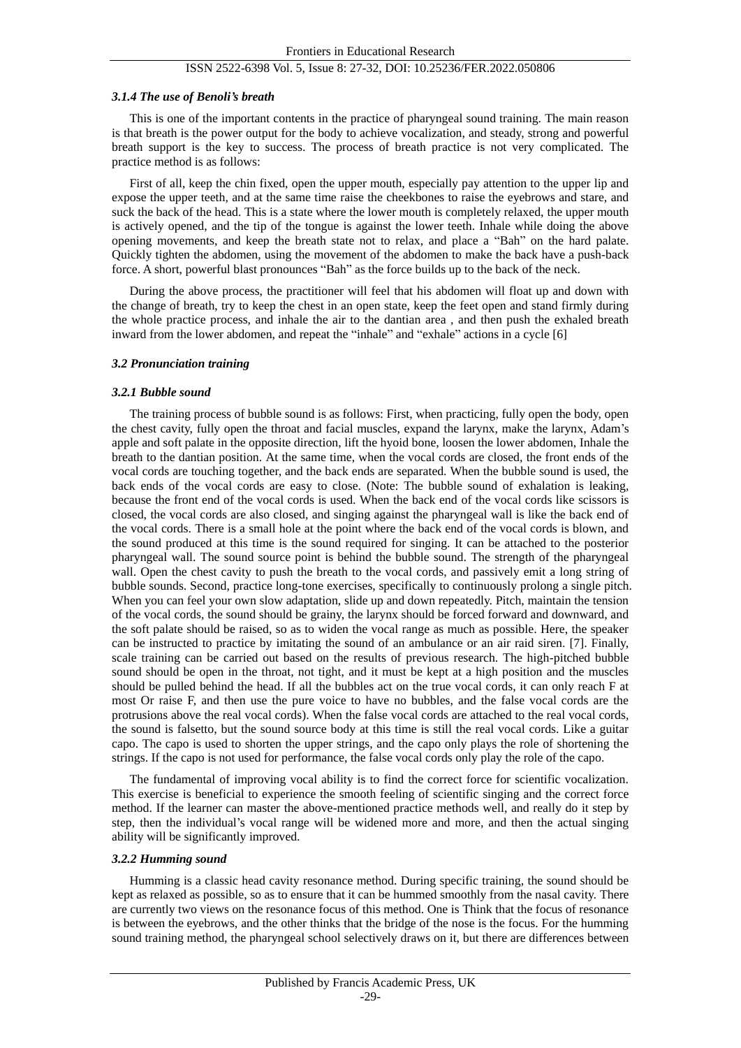#### *3.1.4 The use of Benoli's breath*

This is one of the important contents in the practice of pharyngeal sound training. The main reason is that breath is the power output for the body to achieve vocalization, and steady, strong and powerful breath support is the key to success. The process of breath practice is not very complicated. The practice method is as follows:

First of all, keep the chin fixed, open the upper mouth, especially pay attention to the upper lip and expose the upper teeth, and at the same time raise the cheekbones to raise the eyebrows and stare, and suck the back of the head. This is a state where the lower mouth is completely relaxed, the upper mouth is actively opened, and the tip of the tongue is against the lower teeth. Inhale while doing the above opening movements, and keep the breath state not to relax, and place a "Bah" on the hard palate. Quickly tighten the abdomen, using the movement of the abdomen to make the back have a push-back force. A short, powerful blast pronounces "Bah" as the force builds up to the back of the neck.

During the above process, the practitioner will feel that his abdomen will float up and down with the change of breath, try to keep the chest in an open state, keep the feet open and stand firmly during the whole practice process, and inhale the air to the dantian area , and then push the exhaled breath inward from the lower abdomen, and repeat the "inhale" and "exhale" actions in a cycle [6]

### *3.2 Pronunciation training*

#### *3.2.1 Bubble sound*

The training process of bubble sound is as follows: First, when practicing, fully open the body, open the chest cavity, fully open the throat and facial muscles, expand the larynx, make the larynx, Adam's apple and soft palate in the opposite direction, lift the hyoid bone, loosen the lower abdomen, Inhale the breath to the dantian position. At the same time, when the vocal cords are closed, the front ends of the vocal cords are touching together, and the back ends are separated. When the bubble sound is used, the back ends of the vocal cords are easy to close. (Note: The bubble sound of exhalation is leaking, because the front end of the vocal cords is used. When the back end of the vocal cords like scissors is closed, the vocal cords are also closed, and singing against the pharyngeal wall is like the back end of the vocal cords. There is a small hole at the point where the back end of the vocal cords is blown, and the sound produced at this time is the sound required for singing. It can be attached to the posterior pharyngeal wall. The sound source point is behind the bubble sound. The strength of the pharyngeal wall. Open the chest cavity to push the breath to the vocal cords, and passively emit a long string of bubble sounds. Second, practice long-tone exercises, specifically to continuously prolong a single pitch. When you can feel your own slow adaptation, slide up and down repeatedly. Pitch, maintain the tension of the vocal cords, the sound should be grainy, the larynx should be forced forward and downward, and the soft palate should be raised, so as to widen the vocal range as much as possible. Here, the speaker can be instructed to practice by imitating the sound of an ambulance or an air raid siren. [7]. Finally, scale training can be carried out based on the results of previous research. The high-pitched bubble sound should be open in the throat, not tight, and it must be kept at a high position and the muscles should be pulled behind the head. If all the bubbles act on the true vocal cords, it can only reach F at most Or raise F, and then use the pure voice to have no bubbles, and the false vocal cords are the protrusions above the real vocal cords). When the false vocal cords are attached to the real vocal cords, the sound is falsetto, but the sound source body at this time is still the real vocal cords. Like a guitar capo. The capo is used to shorten the upper strings, and the capo only plays the role of shortening the strings. If the capo is not used for performance, the false vocal cords only play the role of the capo.

The fundamental of improving vocal ability is to find the correct force for scientific vocalization. This exercise is beneficial to experience the smooth feeling of scientific singing and the correct force method. If the learner can master the above-mentioned practice methods well, and really do it step by step, then the individual's vocal range will be widened more and more, and then the actual singing ability will be significantly improved.

#### *3.2.2 Humming sound*

Humming is a classic head cavity resonance method. During specific training, the sound should be kept as relaxed as possible, so as to ensure that it can be hummed smoothly from the nasal cavity. There are currently two views on the resonance focus of this method. One is Think that the focus of resonance is between the eyebrows, and the other thinks that the bridge of the nose is the focus. For the humming sound training method, the pharyngeal school selectively draws on it, but there are differences between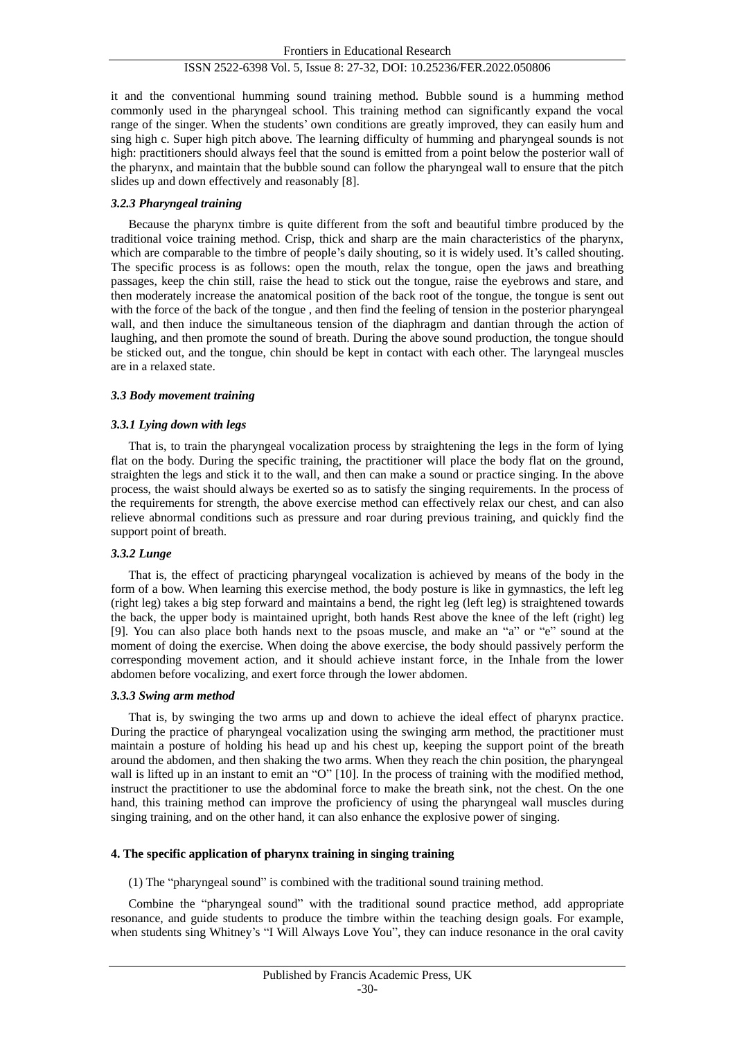it and the conventional humming sound training method. Bubble sound is a humming method commonly used in the pharyngeal school. This training method can significantly expand the vocal range of the singer. When the students' own conditions are greatly improved, they can easily hum and sing high c. Super high pitch above. The learning difficulty of humming and pharyngeal sounds is not high: practitioners should always feel that the sound is emitted from a point below the posterior wall of the pharynx, and maintain that the bubble sound can follow the pharyngeal wall to ensure that the pitch slides up and down effectively and reasonably [8].

#### *3.2.3 Pharyngeal training*

Because the pharynx timbre is quite different from the soft and beautiful timbre produced by the traditional voice training method. Crisp, thick and sharp are the main characteristics of the pharynx, which are comparable to the timbre of people's daily shouting, so it is widely used. It's called shouting. The specific process is as follows: open the mouth, relax the tongue, open the jaws and breathing passages, keep the chin still, raise the head to stick out the tongue, raise the eyebrows and stare, and then moderately increase the anatomical position of the back root of the tongue, the tongue is sent out with the force of the back of the tongue , and then find the feeling of tension in the posterior pharyngeal wall, and then induce the simultaneous tension of the diaphragm and dantian through the action of laughing, and then promote the sound of breath. During the above sound production, the tongue should be sticked out, and the tongue, chin should be kept in contact with each other. The laryngeal muscles are in a relaxed state.

### *3.3 Body movement training*

#### *3.3.1 Lying down with legs*

That is, to train the pharyngeal vocalization process by straightening the legs in the form of lying flat on the body. During the specific training, the practitioner will place the body flat on the ground, straighten the legs and stick it to the wall, and then can make a sound or practice singing. In the above process, the waist should always be exerted so as to satisfy the singing requirements. In the process of the requirements for strength, the above exercise method can effectively relax our chest, and can also relieve abnormal conditions such as pressure and roar during previous training, and quickly find the support point of breath.

#### *3.3.2 Lunge*

That is, the effect of practicing pharyngeal vocalization is achieved by means of the body in the form of a bow. When learning this exercise method, the body posture is like in gymnastics, the left leg (right leg) takes a big step forward and maintains a bend, the right leg (left leg) is straightened towards the back, the upper body is maintained upright, both hands Rest above the knee of the left (right) leg [9]. You can also place both hands next to the psoas muscle, and make an "a" or "e" sound at the moment of doing the exercise. When doing the above exercise, the body should passively perform the corresponding movement action, and it should achieve instant force, in the Inhale from the lower abdomen before vocalizing, and exert force through the lower abdomen.

#### *3.3.3 Swing arm method*

That is, by swinging the two arms up and down to achieve the ideal effect of pharynx practice. During the practice of pharyngeal vocalization using the swinging arm method, the practitioner must maintain a posture of holding his head up and his chest up, keeping the support point of the breath around the abdomen, and then shaking the two arms. When they reach the chin position, the pharyngeal wall is lifted up in an instant to emit an "O" [10]. In the process of training with the modified method, instruct the practitioner to use the abdominal force to make the breath sink, not the chest. On the one hand, this training method can improve the proficiency of using the pharyngeal wall muscles during singing training, and on the other hand, it can also enhance the explosive power of singing.

## **4. The specific application of pharynx training in singing training**

(1) The "pharyngeal sound" is combined with the traditional sound training method.

Combine the "pharyngeal sound" with the traditional sound practice method, add appropriate resonance, and guide students to produce the timbre within the teaching design goals. For example, when students sing Whitney's "I Will Always Love You", they can induce resonance in the oral cavity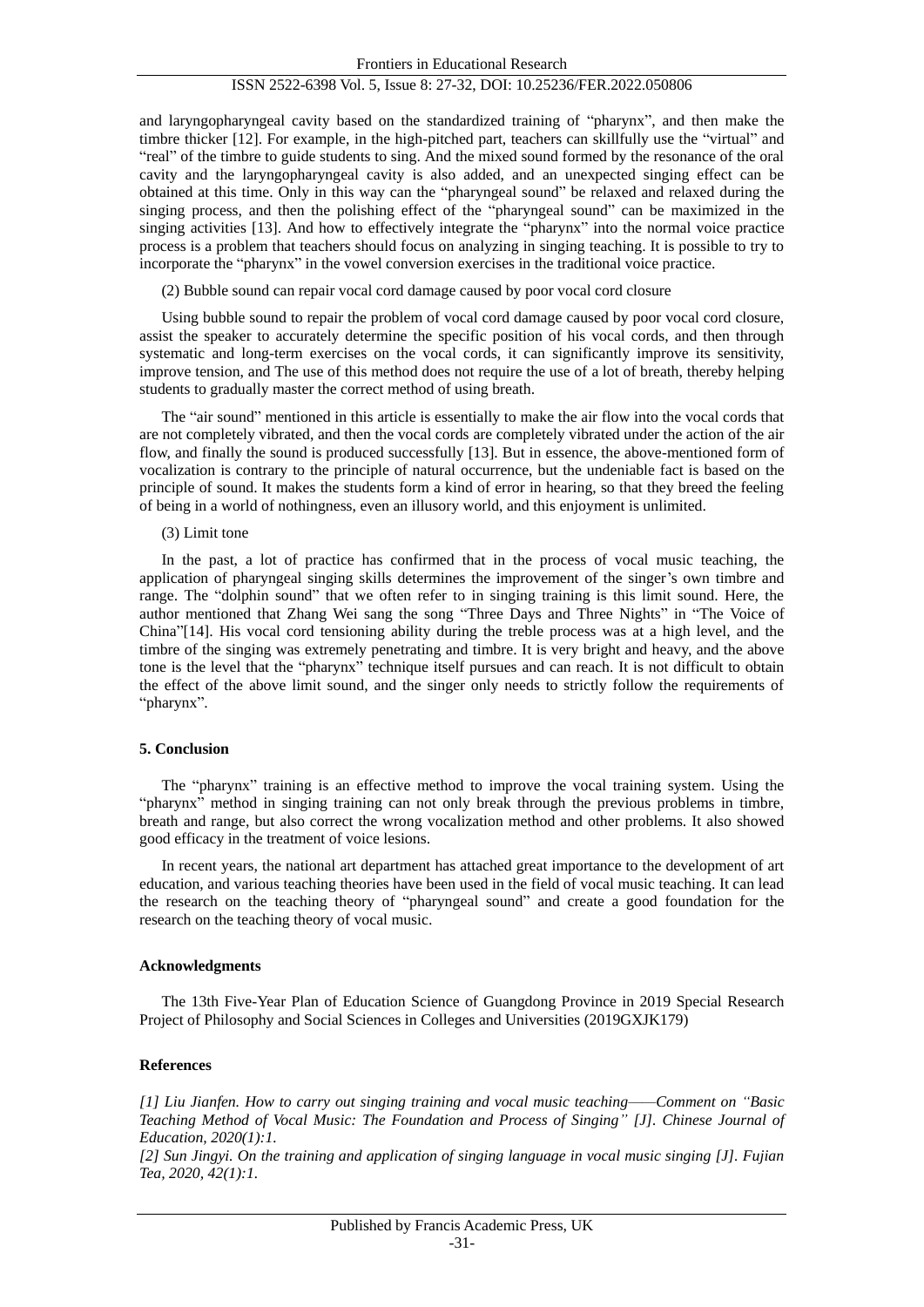and laryngopharyngeal cavity based on the standardized training of "pharynx", and then make the timbre thicker [12]. For example, in the high-pitched part, teachers can skillfully use the "virtual" and "real" of the timbre to guide students to sing. And the mixed sound formed by the resonance of the oral cavity and the laryngopharyngeal cavity is also added, and an unexpected singing effect can be obtained at this time. Only in this way can the "pharyngeal sound" be relaxed and relaxed during the singing process, and then the polishing effect of the "pharyngeal sound" can be maximized in the singing activities [13]. And how to effectively integrate the "pharynx" into the normal voice practice process is a problem that teachers should focus on analyzing in singing teaching. It is possible to try to incorporate the "pharynx" in the vowel conversion exercises in the traditional voice practice.

(2) Bubble sound can repair vocal cord damage caused by poor vocal cord closure

Using bubble sound to repair the problem of vocal cord damage caused by poor vocal cord closure, assist the speaker to accurately determine the specific position of his vocal cords, and then through systematic and long-term exercises on the vocal cords, it can significantly improve its sensitivity, improve tension, and The use of this method does not require the use of a lot of breath, thereby helping students to gradually master the correct method of using breath.

The "air sound" mentioned in this article is essentially to make the air flow into the vocal cords that are not completely vibrated, and then the vocal cords are completely vibrated under the action of the air flow, and finally the sound is produced successfully [13]. But in essence, the above-mentioned form of vocalization is contrary to the principle of natural occurrence, but the undeniable fact is based on the principle of sound. It makes the students form a kind of error in hearing, so that they breed the feeling of being in a world of nothingness, even an illusory world, and this enjoyment is unlimited.

(3) Limit tone

In the past, a lot of practice has confirmed that in the process of vocal music teaching, the application of pharyngeal singing skills determines the improvement of the singer's own timbre and range. The "dolphin sound" that we often refer to in singing training is this limit sound. Here, the author mentioned that Zhang Wei sang the song "Three Days and Three Nights" in "The Voice of China"[14]. His vocal cord tensioning ability during the treble process was at a high level, and the timbre of the singing was extremely penetrating and timbre. It is very bright and heavy, and the above tone is the level that the "pharynx" technique itself pursues and can reach. It is not difficult to obtain the effect of the above limit sound, and the singer only needs to strictly follow the requirements of "pharynx".

## 5. Conclusion

The "pharynx" training is an effective method to improve the vocal training system. Using the "pharynx" method in singing training can not only break through the previous problems in timbre, breath and range, but also correct the wrong vocalization method and other problems. It also showed good efficacy in the treatment of voice lesions.

In recent years, the national art department has attached great importance to the development of art education, and various teaching theories have been used in the field of vocal music teaching. It can lead the research on the teaching theory of "pharyngeal sound" and create a good foundation for the research on the teaching theory of vocal music.

## Acknowledgments

The 13th Five-Year Plan of Education Science of Guangdong Province in 2019 Special Research Project of Philosophy and Social Sciences in Colleges and Universities (2019GXJK179)

## References

*[1] Liu Jianfen. How to carry out singing training and vocal music teaching——Comment on "Basic Teaching Method of Vocal Music: The Foundation and Process of Singing" [J]. Chinese Journal of Education, 2020(1):1.*

*[2] Sun Jingyi. On the training and application of singing language in vocal music singing [J]. Fujian Tea, 2020, 42(1):1.*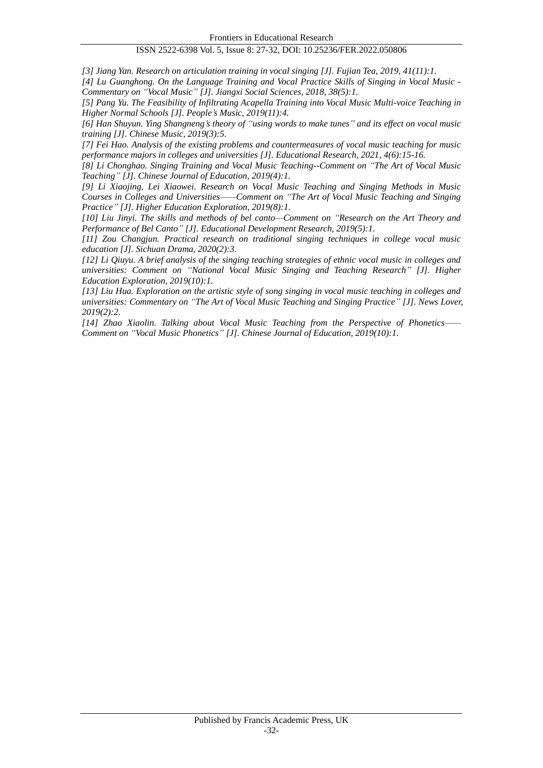*[3] Jiang Yan. Research on articulation training in vocal singing [J]. Fujian Tea, 2019, 41(11):1.*

*[4] Lu Guanghong. On the Language Training and Vocal Practice Skills of Singing in Vocal Music - Commentary on "Vocal Music" [J]. Jiangxi Social Sciences, 2018, 38(5):1.*

*[5] Pang Yu. The Feasibility of Infiltrating Acapella Training into Vocal Music Multi-voice Teaching in Higher Normal Schools [J]. People's Music, 2019(11):4.*

*[6] Han Shuyun. Ying Shangneng's theory of "using words to make tunes" and its effect on vocal music training [J]. Chinese Music, 2019(3):5.*

*[7] Fei Hao. Analysis of the existing problems and countermeasures of vocal music teaching for music performance majors in colleges and universities [J]. Educational Research, 2021, 4(6):15-16.*

*[8] Li Chonghao. Singing Training and Vocal Music Teaching--Comment on "The Art of Vocal Music Teaching" [J]. Chinese Journal of Education, 2019(4):1.*

*[9] Li Xiaojing, Lei Xiaowei. Research on Vocal Music Teaching and Singing Methods in Music Courses in Colleges and Universities——Comment on "The Art of Vocal Music Teaching and Singing Practice" [J]. Higher Education Exploration, 2019(8):1.*

*[10] Liu Jinyi. The skills and methods of bel canto—Comment on "Research on the Art Theory and Performance of Bel Canto" [J]. Educational Development Research, 2019(5):1.*

*[11] Zou Changjun. Practical research on traditional singing techniques in college vocal music education [J]. Sichuan Drama, 2020(2):3.*

*[12] Li Qiuyu. A brief analysis of the singing teaching strategies of ethnic vocal music in colleges and universities: Comment on "National Vocal Music Singing and Teaching Research" [J]. Higher Education Exploration, 2019(10):1.*

*[13] Liu Hua. Exploration on the artistic style of song singing in vocal music teaching in colleges and universities: Commentary on "The Art of Vocal Music Teaching and Singing Practice" [J]. News Lover, 2019(2):2.*

*[14] Zhao Xiaolin. Talking about Vocal Music Teaching from the Perspective of Phonetics——Comment on "Vocal Music Phonetics" [J]. Chinese Journal of Education, 2019(10):1.*